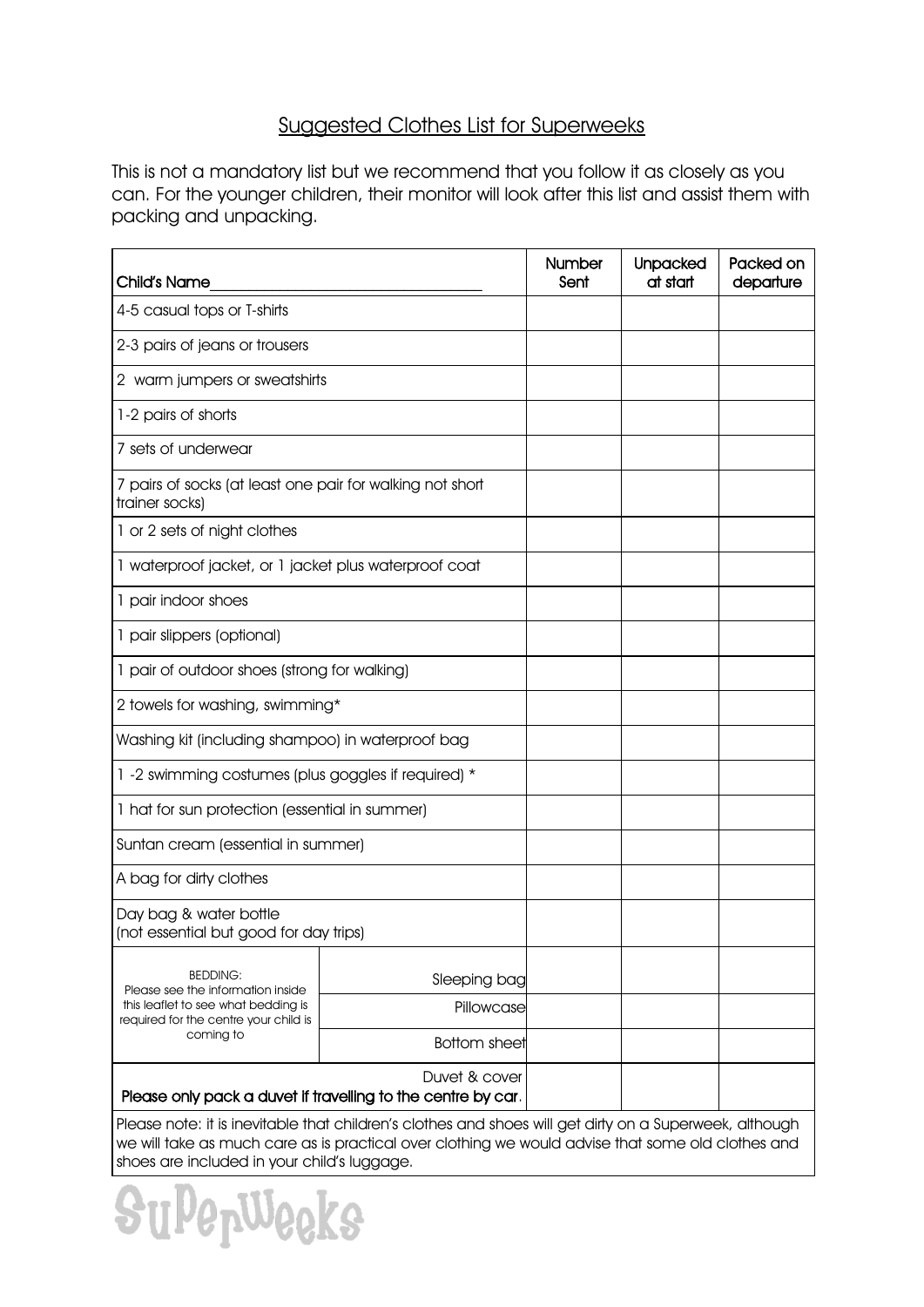# Suggested Clothes List for Superweeks

This is not a mandatory list but we recommend that you follow it as closely as you can. For the younger children, their monitor will look after this list and assist them with packing and unpacking.

| **Child's Name**\_\_\_\_\_\_\_\_\_\_\_\_\_\_\_\_\_\_\_\_\_\_\_\_\_\_\_\_ | | **Number Sent** | **Unpacked at start** | **Packed on departure** |
|---|---|---|---|---|
| 4-5 casual tops or T-shirts | | | | |
| 2-3 pairs of jeans or trousers | | | | |
| 2 warm jumpers or sweatshirts | | | | |
| 1-2 pairs of shorts | | | | |
| 7 sets of underwear | | | | |
| 7 pairs of socks (at least one pair for walking not short trainer socks) | | | | |
| 1 or 2 sets of night clothes | | | | |
| 1 waterproof jacket, or 1 jacket plus waterproof coat | | | | |
| 1 pair indoor shoes | | | | |
| 1 pair slippers (optional) | | | | |
| 1 pair of outdoor shoes (strong for walking) | | | | |
| 2 towels for washing, swimming* | | | | |
| Washing kit (including shampoo) in waterproof bag | | | | |
| 1 -2 swimming costumes (plus goggles if required) * | | | | |
| 1 hat for sun protection (essential in summer) | | | | |
| Suntan cream (essential in summer) | | | | |
| A bag for dirty clothes | | | | |
| Day bag & water bottle (not essential but good for day trips) | | | | |
| BEDDING: Please see the information inside this leaflet to see what bedding is required for the centre your child is coming to | Sleeping bag | | | |
| | Pillowcase | | | |
| | Bottom sheet | | | |
| Duvet & cover **Please only pack a duvet if travelling to the centre by car.** | | | | |

Please note: it is inevitable that children's clothes and shoes will get dirty on a Superweek, although we will take as much care as is practical over clothing we would advise that some old clothes and shoes are included in your child's luggage.

SuperWeeks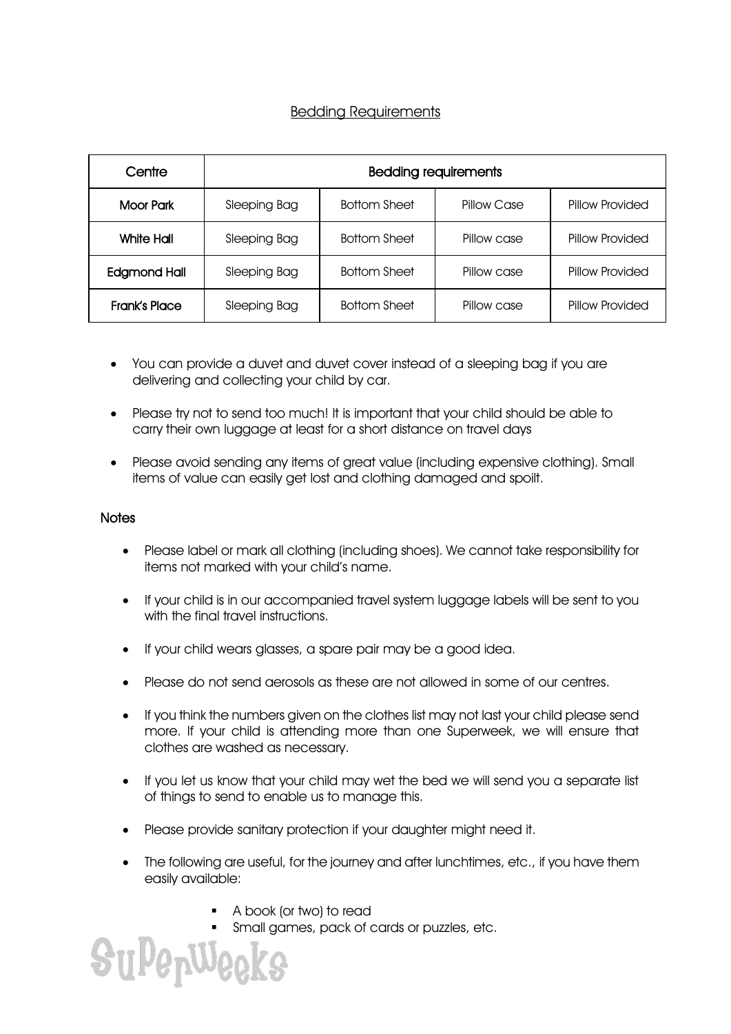## Bedding Requirements

| Centre | Bedding requirements | | | |
|---|---|---|---|---|
| Moor Park | Sleeping Bag | Bottom Sheet | Pillow Case | Pillow Provided |
| White Hall | Sleeping Bag | Bottom Sheet | Pillow case | Pillow Provided |
| Edgmond Hall | Sleeping Bag | Bottom Sheet | Pillow case | Pillow Provided |
| Frank's Place | Sleeping Bag | Bottom Sheet | Pillow case | Pillow Provided |

- You can provide a duvet and duvet cover instead of a sleeping bag if you are delivering and collecting your child by car.
- Please try not to send too much! It is important that your child should be able to carry their own luggage at least for a short distance on travel days
- Please avoid sending any items of great value (including expensive clothing). Small items of value can easily get lost and clothing damaged and spoilt.

### Notes

- Please label or mark all clothing (including shoes). We cannot take responsibility for items not marked with your child's name.
- If your child is in our accompanied travel system luggage labels will be sent to you with the final travel instructions.
- If your child wears glasses, a spare pair may be a good idea.
- Please do not send aerosols as these are not allowed in some of our centres.
- If you think the numbers given on the clothes list may not last your child please send more. If your child is attending more than one Superweek, we will ensure that clothes are washed as necessary.
- If you let us know that your child may wet the bed we will send you a separate list of things to send to enable us to manage this.
- Please provide sanitary protection if your daughter might need it.
- The following are useful, for the journey and after lunchtimes, etc., if you have them easily available:
    - A book (or two) to read
    - Small games, pack of cards or puzzles, etc.

SuperWeeks